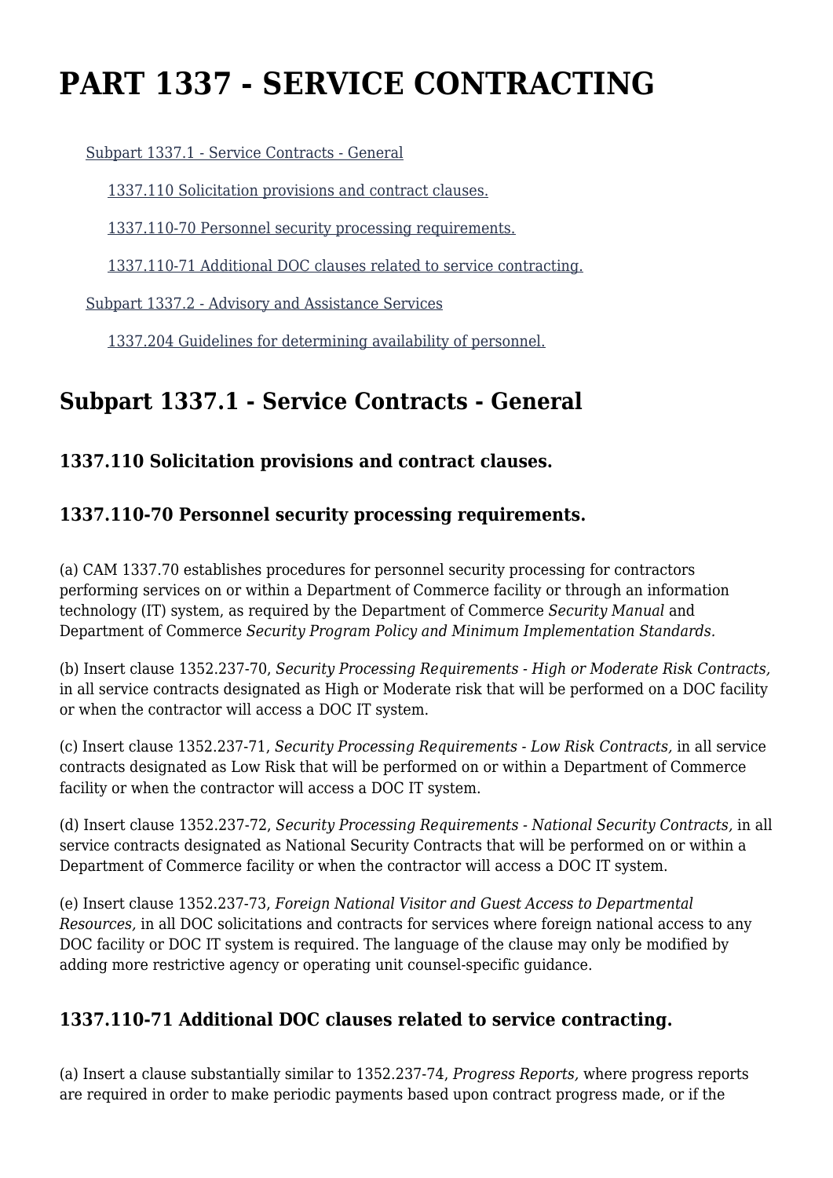# PART 1337 - SERVICE CONTRACTING

- Subpart 1337.1 - Service Contracts - General
  - 1337.110 Solicitation provisions and contract clauses.
  - 1337.110-70 Personnel security processing requirements.
  - 1337.110-71 Additional DOC clauses related to service contracting.
- Subpart 1337.2 - Advisory and Assistance Services
  - 1337.204 Guidelines for determining availability of personnel.

## Subpart 1337.1 - Service Contracts - General

### 1337.110 Solicitation provisions and contract clauses.

### 1337.110-70 Personnel security processing requirements.

(a) CAM 1337.70 establishes procedures for personnel security processing for contractors performing services on or within a Department of Commerce facility or through an information technology (IT) system, as required by the Department of Commerce *Security Manual* and Department of Commerce *Security Program Policy and Minimum Implementation Standards.*

(b) Insert clause 1352.237-70, *Security Processing Requirements - High or Moderate Risk Contracts,* in all service contracts designated as High or Moderate risk that will be performed on a DOC facility or when the contractor will access a DOC IT system.

(c) Insert clause 1352.237-71, *Security Processing Requirements - Low Risk Contracts,* in all service contracts designated as Low Risk that will be performed on or within a Department of Commerce facility or when the contractor will access a DOC IT system.

(d) Insert clause 1352.237-72, *Security Processing Requirements - National Security Contracts,* in all service contracts designated as National Security Contracts that will be performed on or within a Department of Commerce facility or when the contractor will access a DOC IT system.

(e) Insert clause 1352.237-73, *Foreign National Visitor and Guest Access to Departmental Resources,* in all DOC solicitations and contracts for services where foreign national access to any DOC facility or DOC IT system is required. The language of the clause may only be modified by adding more restrictive agency or operating unit counsel-specific guidance.

### 1337.110-71 Additional DOC clauses related to service contracting.

(a) Insert a clause substantially similar to 1352.237-74, *Progress Reports,* where progress reports are required in order to make periodic payments based upon contract progress made, or if the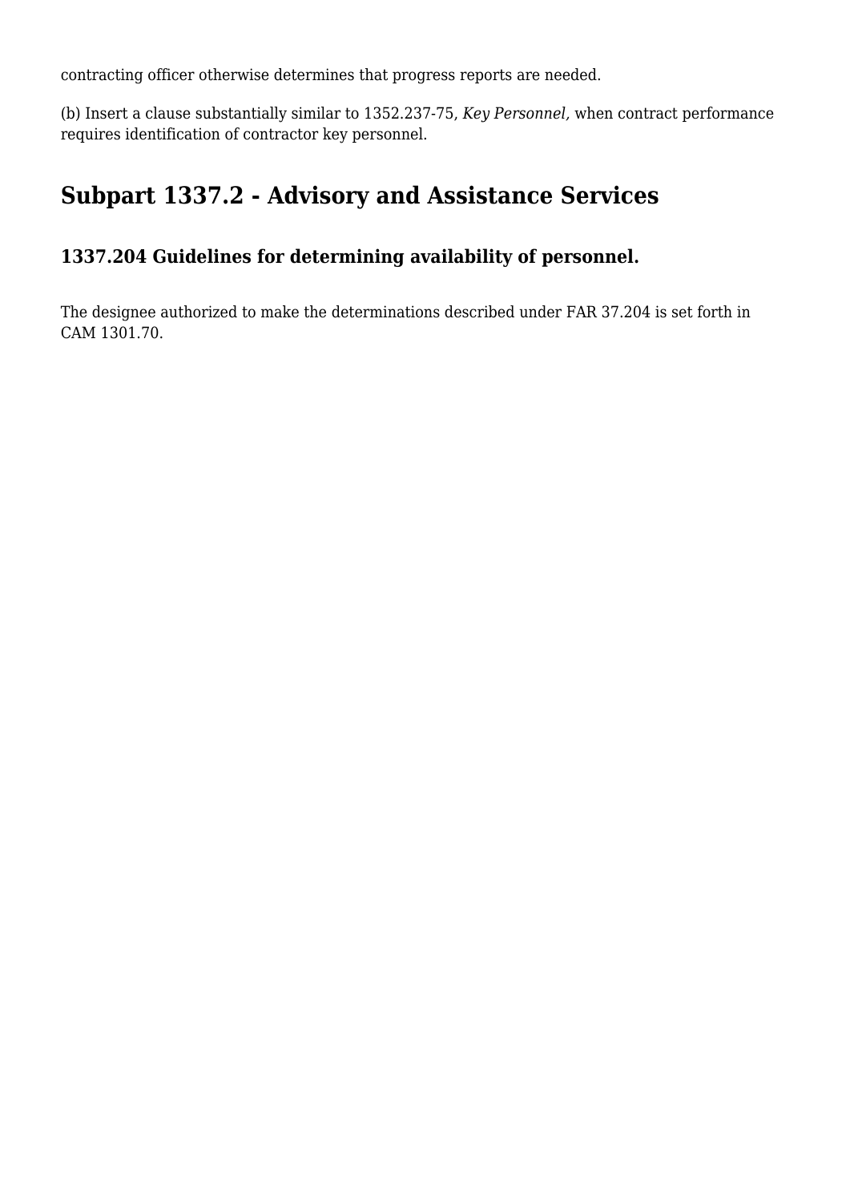contracting officer otherwise determines that progress reports are needed.

(b) Insert a clause substantially similar to 1352.237-75, *Key Personnel,* when contract performance requires identification of contractor key personnel.

## Subpart 1337.2 - Advisory and Assistance Services

### 1337.204 Guidelines for determining availability of personnel.

The designee authorized to make the determinations described under FAR 37.204 is set forth in CAM 1301.70.